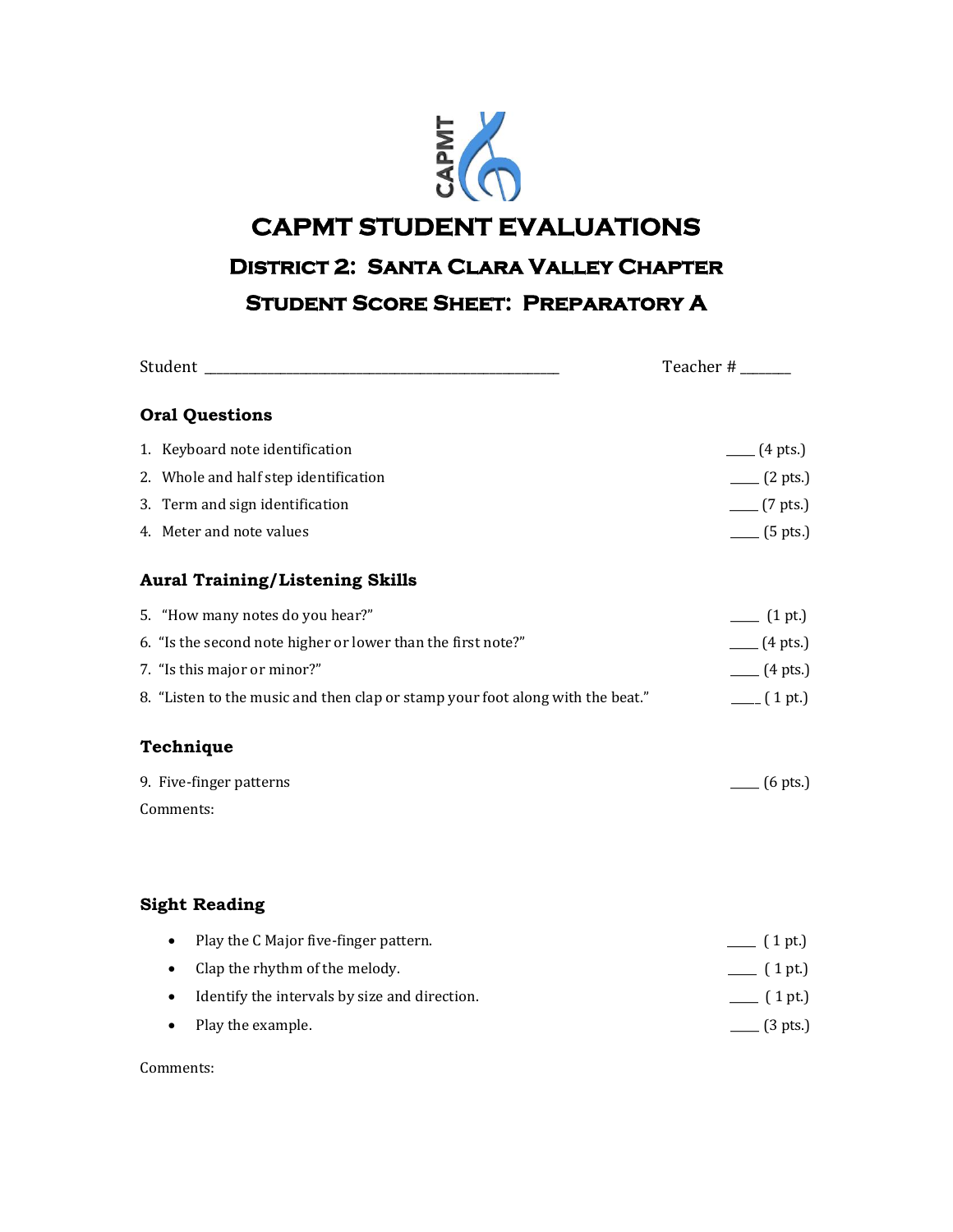CAPMT

# CAPMT STUDENT EVALUATIONS

## District 2: Santa Clara Valley Chapter

## Student Score Sheet: Preparatory A

Student ______________________________ Teacher # _______

### Oral Questions

1. Keyboard note identification ____ (4 pts.)
2. Whole and half step identification ____ (2 pts.)
3. Term and sign identification ____ (7 pts.)
4. Meter and note values ____ (5 pts.)

### Aural Training/Listening Skills

5. "How many notes do you hear?" ____ (1 pt.)
6. "Is the second note higher or lower than the first note?" ____ (4 pts.)
7. "Is this major or minor?" ____ (4 pts.)
8. "Listen to the music and then clap or stamp your foot along with the beat." ____ ( 1 pt.)

### Technique

9. Five-finger patterns ____ (6 pts.)

Comments:

### Sight Reading

- Play the C Major five-finger pattern. ____ ( 1 pt.)
- Clap the rhythm of the melody. ____ ( 1 pt.)
- Identify the intervals by size and direction. ____ ( 1 pt.)
- Play the example. ____ (3 pts.)

Comments: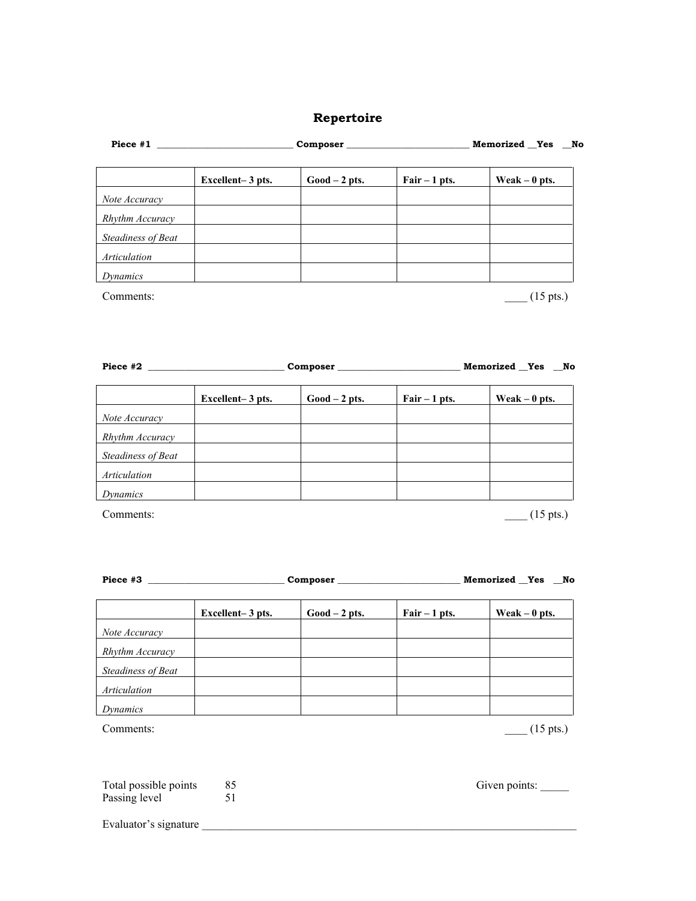# Repertoire

**Piece #1 ___________________________ Composer ________________________ Memorized __Yes __No**

| | Excellent– 3 pts. | Good – 2 pts. | Fair – 1 pts. | Weak – 0 pts. |
|---|---|---|---|---|
| *Note Accuracy* | | | | |
| *Rhythm Accuracy* | | | | |
| *Steadiness of Beat* | | | | |
| *Articulation* | | | | |
| *Dynamics* | | | | |

Comments: ____ (15 pts.)

**Piece #2 ___________________________ Composer ________________________ Memorized __Yes __No**

| | Excellent– 3 pts. | Good – 2 pts. | Fair – 1 pts. | Weak – 0 pts. |
|---|---|---|---|---|
| *Note Accuracy* | | | | |
| *Rhythm Accuracy* | | | | |
| *Steadiness of Beat* | | | | |
| *Articulation* | | | | |
| *Dynamics* | | | | |

Comments: ____ (15 pts.)

**Piece #3 ___________________________ Composer ________________________ Memorized __Yes __No**

| | Excellent– 3 pts. | Good – 2 pts. | Fair – 1 pts. | Weak – 0 pts. |
|---|---|---|---|---|
| *Note Accuracy* | | | | |
| *Rhythm Accuracy* | | | | |
| *Steadiness of Beat* | | | | |
| *Articulation* | | | | |
| *Dynamics* | | | | |

Comments: ____ (15 pts.)

Total possible points 85

Passing level 51

Given points: _____

Evaluator's signature ____________________________________________________________________